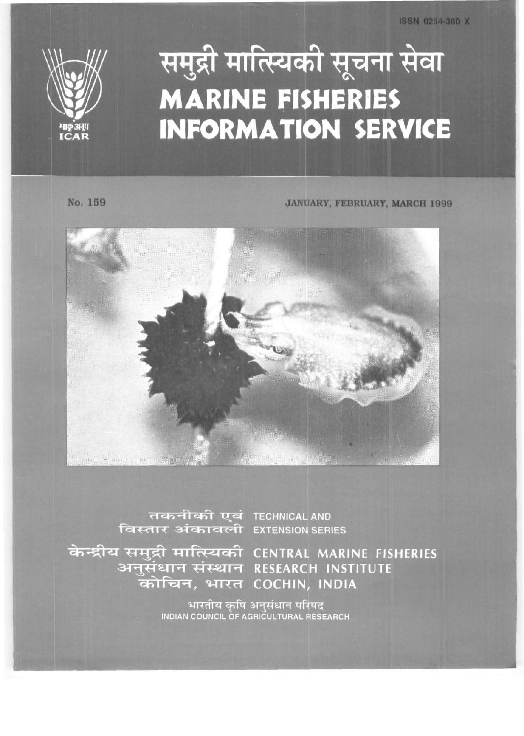ISSN 0254-380 X

# समुद्री मात्स्यिकी सूचना सेवा

# MARINE FISHERIES INFORMATION SERVICE

भाकृअनुप
ICAR

No. 159

JANUARY, FEBRUARY, MARCH 1999

तकनीकी एवं विस्तार अंकावली TECHNICAL AND EXTENSION SERIES

केन्द्रीय समुद्री मात्स्यिकी अनुसंधान संस्थान कोचिन, भारत

CENTRAL MARINE FISHERIES RESEARCH INSTITUTE COCHIN, INDIA

भारतीय कृषि अनुसंधान परिषद

INDIAN COUNCIL OF AGRICULTURAL RESEARCH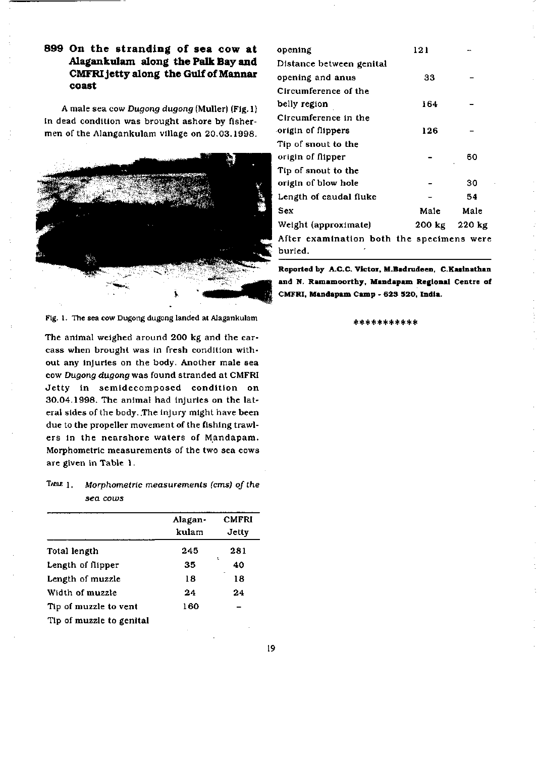## 899 On the stranding of sea cow at Alagankulam along the Palk Bay and CMFRI jetty along the Gulf of Mannar coast

A male sea cow *Dugong dugong* (Muller) (Fig. 1) in dead condition was brought ashore by fishermen of the Alangankulam village on 20.03.1998.

Fig. 1. The sea cow Dugong dugong landed at Alagankulam

The animal weighed around 200 kg and the carcass when brought was in fresh condition without any injuries on the body. Another male sea cow *Dugong dugong* was found stranded at CMFRI Jetty in semidecomposed condition on 30.04.1998. The animal had injuries on the lateral sides of the body. The injury might have been due to the propeller movement of the fishing trawlers in the nearshore waters of Mandapam. Morphometric measurements of the two sea cows are given in Table 1.

TABLE 1. *Morphometric measurements (cms) of the sea cows*

| | Alagan-kulam | CMFRI Jetty |
|---|---|---|
| Total length | 245 | 281 |
| Length of flipper | 35 | 40 |
| Length of muzzle | 18 | 18 |
| Width of muzzle | 24 | 24 |
| Tip of muzzle to vent | 160 | - |
| Tip of muzzle to genital opening | 121 | - |
| Distance between genital opening and anus | 33 | - |
| Circumference of the belly region | 164 | - |
| Circumference in the origin of flippers | 126 | - |
| Tip of snout to the origin of flipper | - | 60 |
| Tip of snout to the origin of blow hole | - | 30 |
| Length of caudal fluke | - | 54 |
| Sex | Male | Male |
| Weight (approximate) | 200 kg | 220 kg |

After examination both the specimens were buried.

**Reported by A.C.C. Victor, M.Badrudeen, C.Kasinathan and N. Ramamoorthy, Mandapam Regional Centre of CMFRI, Mandapam Camp - 623 520, India.**

***********